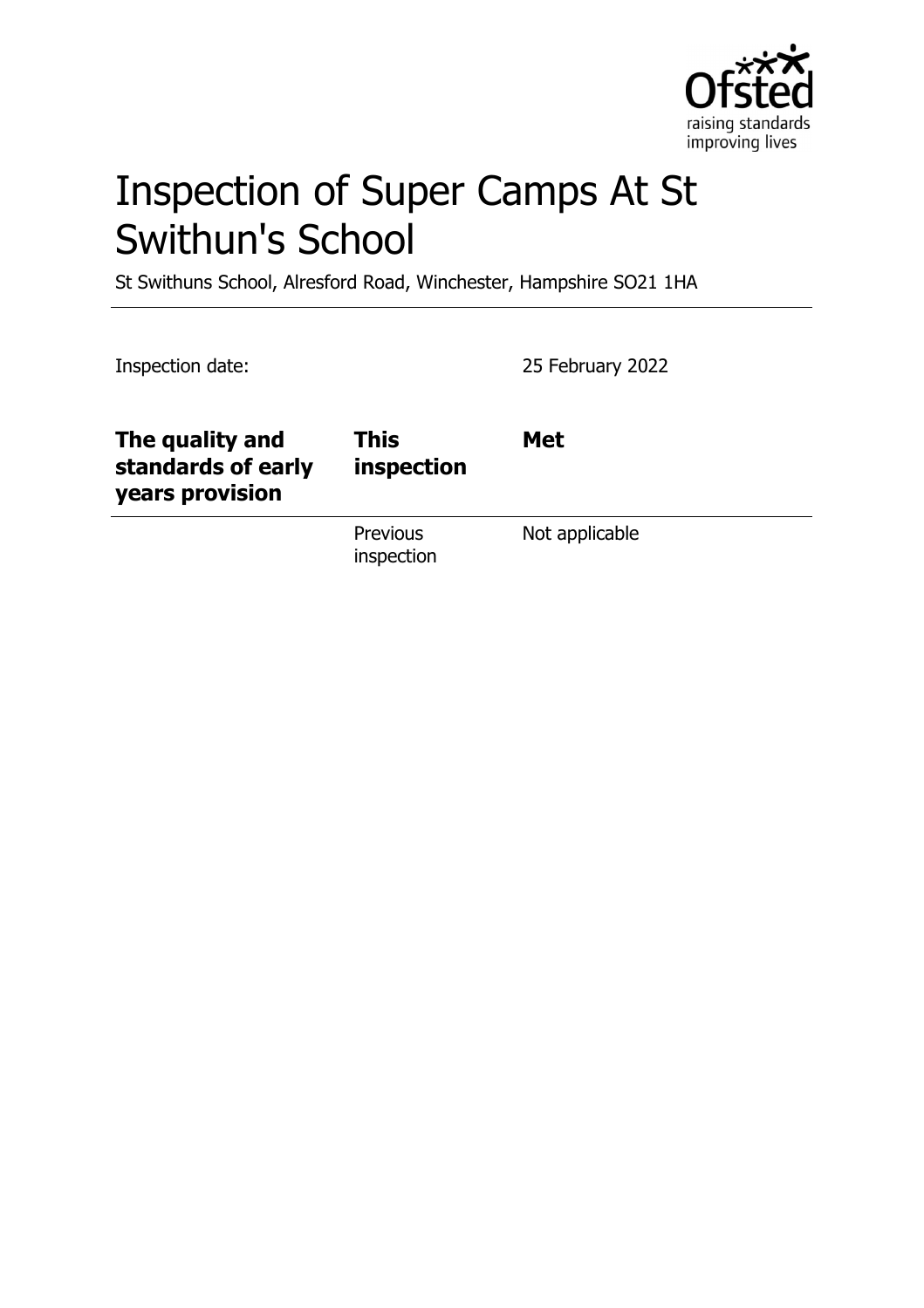# Inspection of Super Camps At St Swithun's School

St Swithuns School, Alresford Road, Winchester, Hampshire SO21 1HA

Inspection date: 25 February 2022

| **The quality and standards of early years provision** | **This inspection** | **Met** |
|---|---|---|
| | Previous inspection | Not applicable |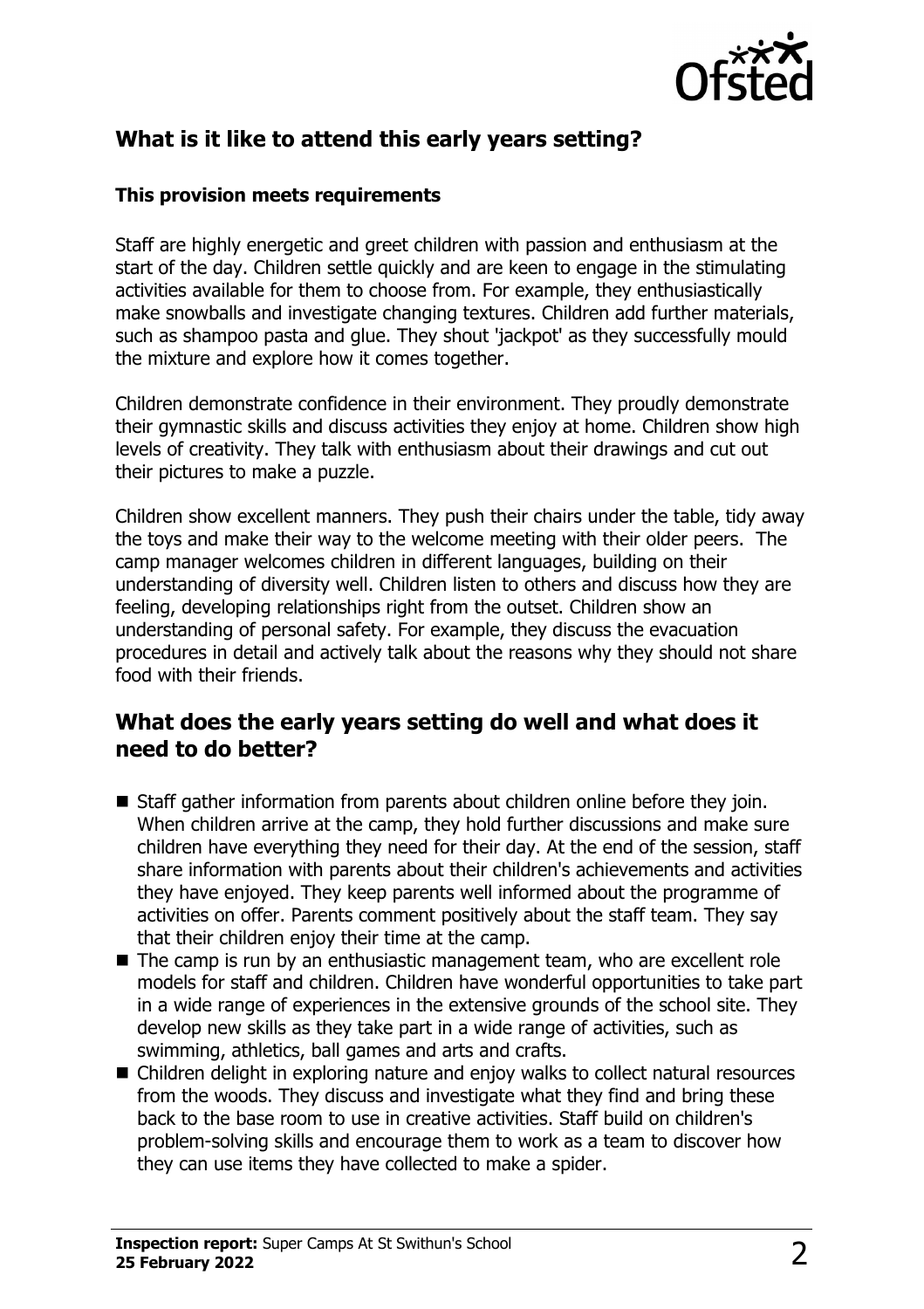## What is it like to attend this early years setting?

### This provision meets requirements

Staff are highly energetic and greet children with passion and enthusiasm at the start of the day. Children settle quickly and are keen to engage in the stimulating activities available for them to choose from. For example, they enthusiastically make snowballs and investigate changing textures. Children add further materials, such as shampoo pasta and glue. They shout 'jackpot' as they successfully mould the mixture and explore how it comes together.

Children demonstrate confidence in their environment. They proudly demonstrate their gymnastic skills and discuss activities they enjoy at home. Children show high levels of creativity. They talk with enthusiasm about their drawings and cut out their pictures to make a puzzle.

Children show excellent manners. They push their chairs under the table, tidy away the toys and make their way to the welcome meeting with their older peers. The camp manager welcomes children in different languages, building on their understanding of diversity well. Children listen to others and discuss how they are feeling, developing relationships right from the outset. Children show an understanding of personal safety. For example, they discuss the evacuation procedures in detail and actively talk about the reasons why they should not share food with their friends.

## What does the early years setting do well and what does it need to do better?

- Staff gather information from parents about children online before they join. When children arrive at the camp, they hold further discussions and make sure children have everything they need for their day. At the end of the session, staff share information with parents about their children's achievements and activities they have enjoyed. They keep parents well informed about the programme of activities on offer. Parents comment positively about the staff team. They say that their children enjoy their time at the camp.
- The camp is run by an enthusiastic management team, who are excellent role models for staff and children. Children have wonderful opportunities to take part in a wide range of experiences in the extensive grounds of the school site. They develop new skills as they take part in a wide range of activities, such as swimming, athletics, ball games and arts and crafts.
- Children delight in exploring nature and enjoy walks to collect natural resources from the woods. They discuss and investigate what they find and bring these back to the base room to use in creative activities. Staff build on children's problem-solving skills and encourage them to work as a team to discover how they can use items they have collected to make a spider.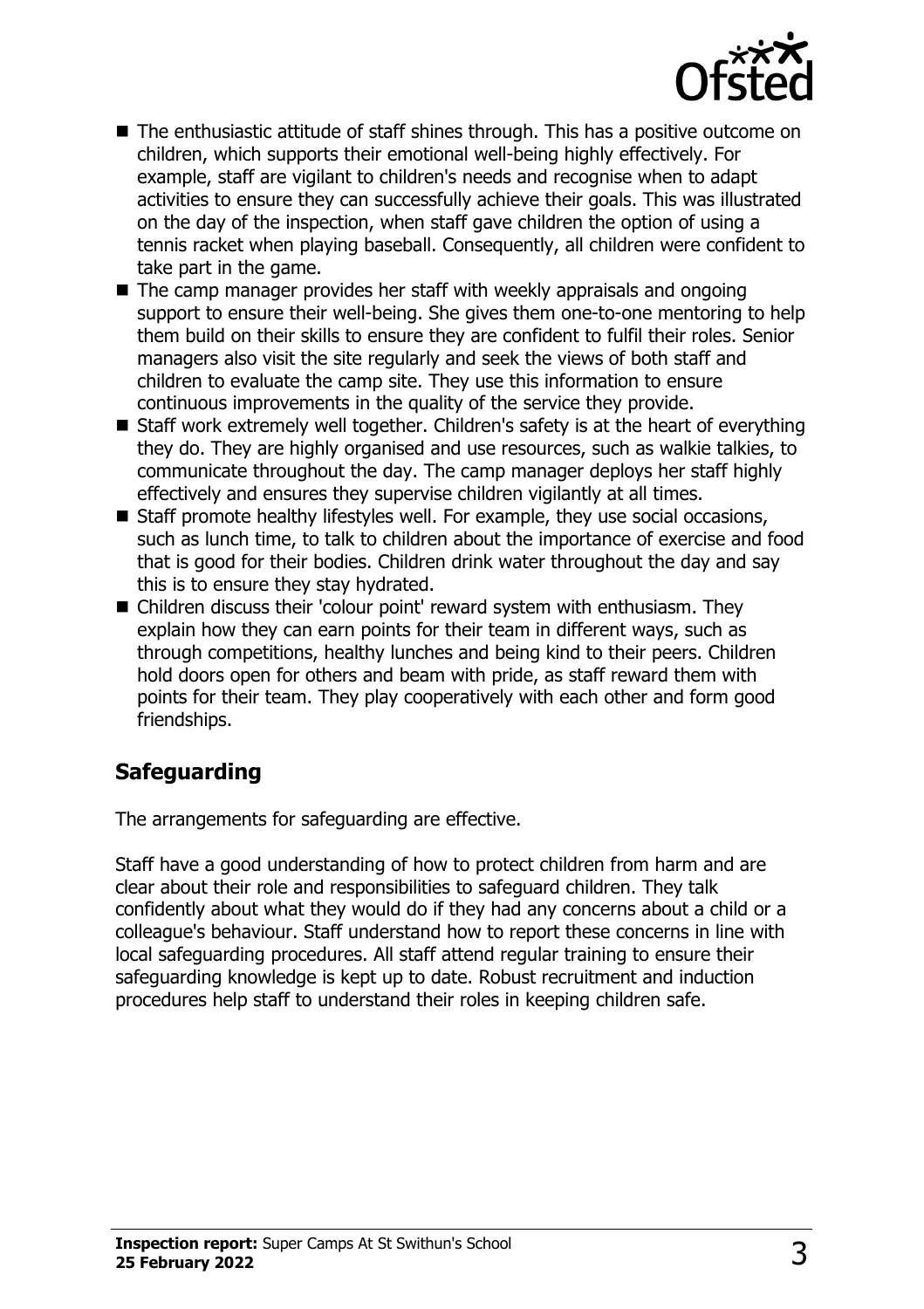- The enthusiastic attitude of staff shines through. This has a positive outcome on children, which supports their emotional well-being highly effectively. For example, staff are vigilant to children's needs and recognise when to adapt activities to ensure they can successfully achieve their goals. This was illustrated on the day of the inspection, when staff gave children the option of using a tennis racket when playing baseball. Consequently, all children were confident to take part in the game.
- The camp manager provides her staff with weekly appraisals and ongoing support to ensure their well-being. She gives them one-to-one mentoring to help them build on their skills to ensure they are confident to fulfil their roles. Senior managers also visit the site regularly and seek the views of both staff and children to evaluate the camp site. They use this information to ensure continuous improvements in the quality of the service they provide.
- Staff work extremely well together. Children's safety is at the heart of everything they do. They are highly organised and use resources, such as walkie talkies, to communicate throughout the day. The camp manager deploys her staff highly effectively and ensures they supervise children vigilantly at all times.
- Staff promote healthy lifestyles well. For example, they use social occasions, such as lunch time, to talk to children about the importance of exercise and food that is good for their bodies. Children drink water throughout the day and say this is to ensure they stay hydrated.
- Children discuss their 'colour point' reward system with enthusiasm. They explain how they can earn points for their team in different ways, such as through competitions, healthy lunches and being kind to their peers. Children hold doors open for others and beam with pride, as staff reward them with points for their team. They play cooperatively with each other and form good friendships.

## Safeguarding

The arrangements for safeguarding are effective.

Staff have a good understanding of how to protect children from harm and are clear about their role and responsibilities to safeguard children. They talk confidently about what they would do if they had any concerns about a child or a colleague's behaviour. Staff understand how to report these concerns in line with local safeguarding procedures. All staff attend regular training to ensure their safeguarding knowledge is kept up to date. Robust recruitment and induction procedures help staff to understand their roles in keeping children safe.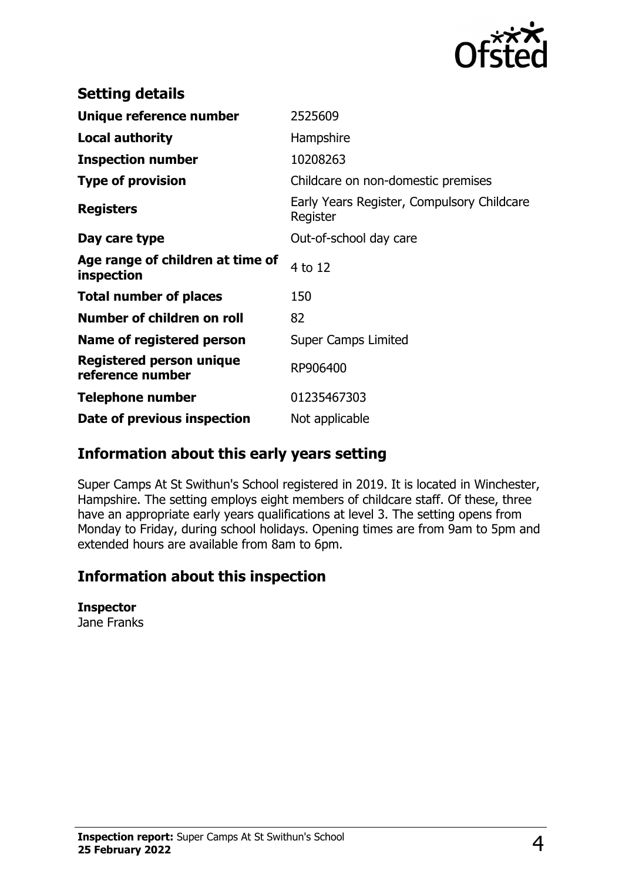## Setting details

| | |
|---|---|
| **Unique reference number** | 2525609 |
| **Local authority** | Hampshire |
| **Inspection number** | 10208263 |
| **Type of provision** | Childcare on non-domestic premises |
| **Registers** | Early Years Register, Compulsory Childcare Register |
| **Day care type** | Out-of-school day care |
| **Age range of children at time of inspection** | 4 to 12 |
| **Total number of places** | 150 |
| **Number of children on roll** | 82 |
| **Name of registered person** | Super Camps Limited |
| **Registered person unique reference number** | RP906400 |
| **Telephone number** | 01235467303 |
| **Date of previous inspection** | Not applicable |

## Information about this early years setting

Super Camps At St Swithun's School registered in 2019. It is located in Winchester, Hampshire. The setting employs eight members of childcare staff. Of these, three have an appropriate early years qualifications at level 3. The setting opens from Monday to Friday, during school holidays. Opening times are from 9am to 5pm and extended hours are available from 8am to 6pm.

## Information about this inspection

**Inspector**
Jane Franks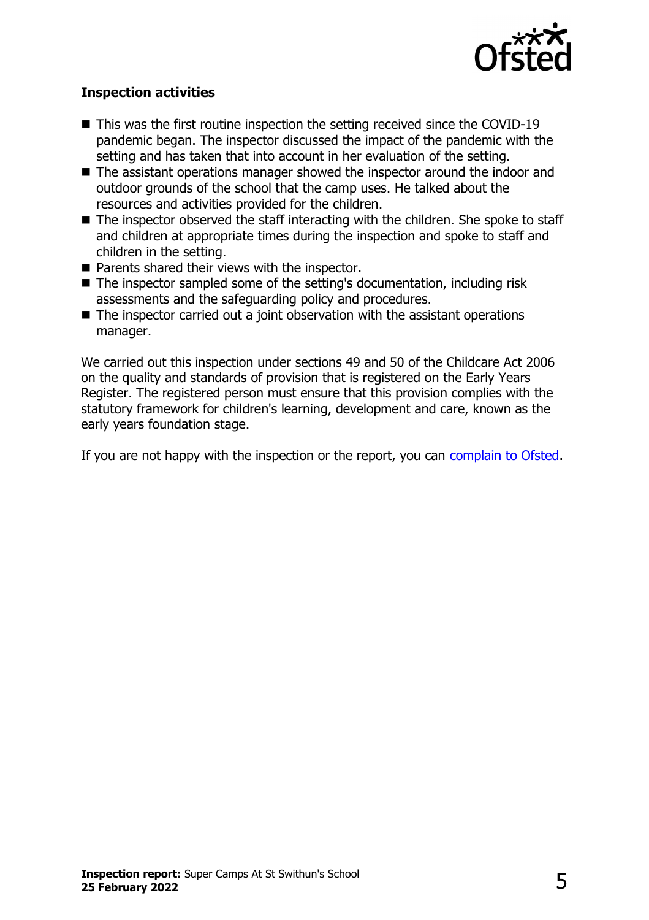### Inspection activities

- This was the first routine inspection the setting received since the COVID-19 pandemic began. The inspector discussed the impact of the pandemic with the setting and has taken that into account in her evaluation of the setting.
- The assistant operations manager showed the inspector around the indoor and outdoor grounds of the school that the camp uses. He talked about the resources and activities provided for the children.
- The inspector observed the staff interacting with the children. She spoke to staff and children at appropriate times during the inspection and spoke to staff and children in the setting.
- Parents shared their views with the inspector.
- The inspector sampled some of the setting's documentation, including risk assessments and the safeguarding policy and procedures.
- The inspector carried out a joint observation with the assistant operations manager.

We carried out this inspection under sections 49 and 50 of the Childcare Act 2006 on the quality and standards of provision that is registered on the Early Years Register. The registered person must ensure that this provision complies with the statutory framework for children's learning, development and care, known as the early years foundation stage.

If you are not happy with the inspection or the report, you can complain to Ofsted.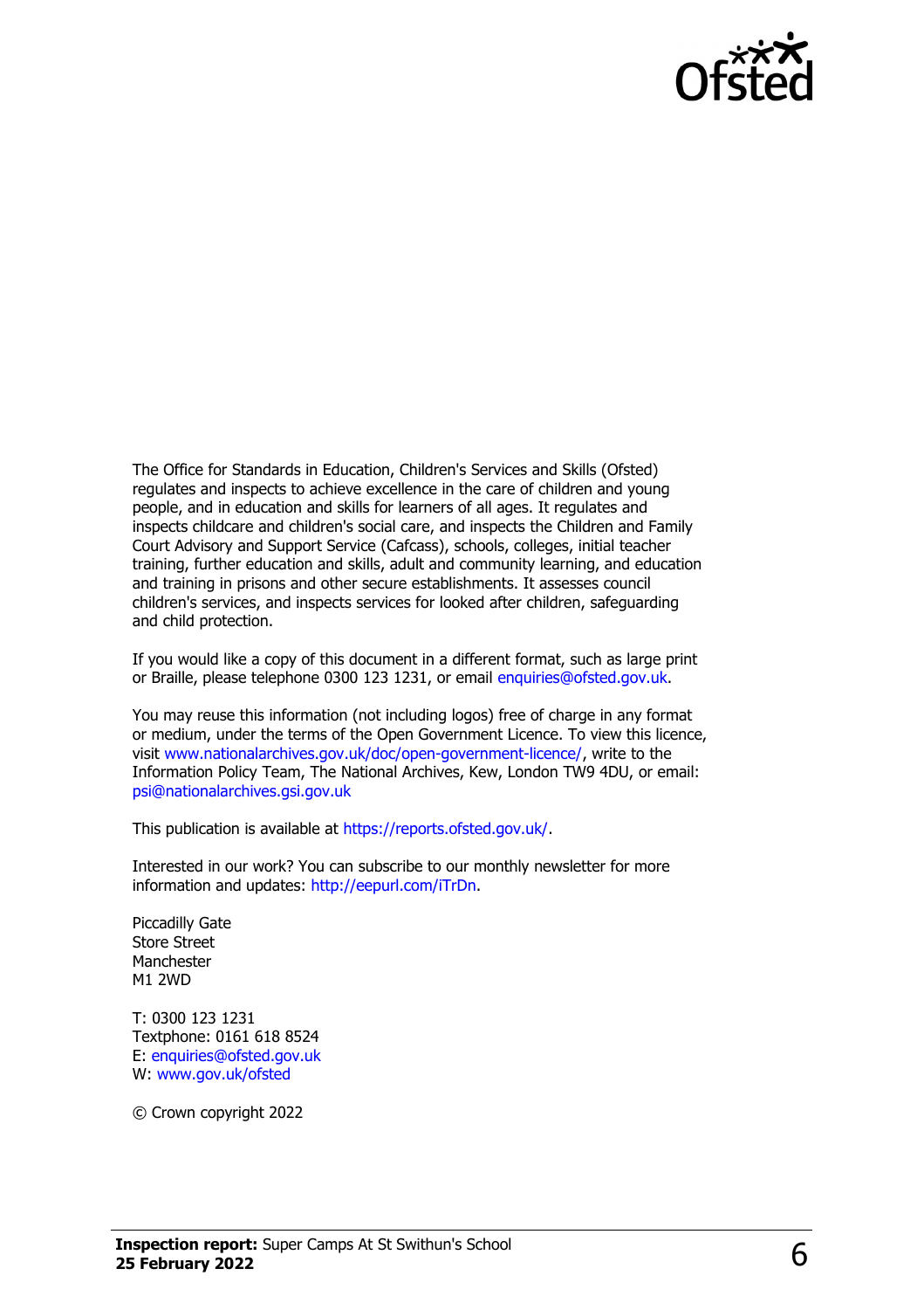The Office for Standards in Education, Children's Services and Skills (Ofsted) regulates and inspects to achieve excellence in the care of children and young people, and in education and skills for learners of all ages. It regulates and inspects childcare and children's social care, and inspects the Children and Family Court Advisory and Support Service (Cafcass), schools, colleges, initial teacher training, further education and skills, adult and community learning, and education and training in prisons and other secure establishments. It assesses council children's services, and inspects services for looked after children, safeguarding and child protection.

If you would like a copy of this document in a different format, such as large print or Braille, please telephone 0300 123 1231, or email enquiries@ofsted.gov.uk.

You may reuse this information (not including logos) free of charge in any format or medium, under the terms of the Open Government Licence. To view this licence, visit www.nationalarchives.gov.uk/doc/open-government-licence/, write to the Information Policy Team, The National Archives, Kew, London TW9 4DU, or email: psi@nationalarchives.gsi.gov.uk

This publication is available at https://reports.ofsted.gov.uk/.

Interested in our work? You can subscribe to our monthly newsletter for more information and updates: http://eepurl.com/iTrDn.

Piccadilly Gate
Store Street
Manchester
M1 2WD

T: 0300 123 1231
Textphone: 0161 618 8524
E: enquiries@ofsted.gov.uk
W: www.gov.uk/ofsted

© Crown copyright 2022